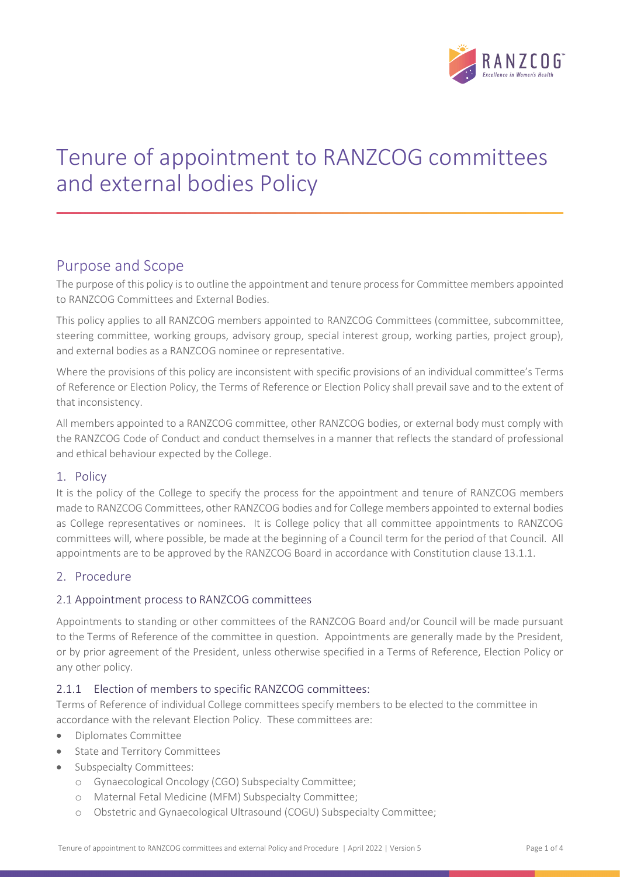# Tenure of appointment to RANZCOG committees and external bodies Policy

## Purpose and Scope

The purpose of this policy is to outline the appointment and tenure process for Committee members appointed to RANZCOG Committees and External Bodies.

This policy applies to all RANZCOG members appointed to RANZCOG Committees (committee, subcommittee, steering committee, working groups, advisory group, special interest group, working parties, project group), and external bodies as a RANZCOG nominee or representative.

Where the provisions of this policy are inconsistent with specific provisions of an individual committee's Terms of Reference or Election Policy, the Terms of Reference or Election Policy shall prevail save and to the extent of that inconsistency.

All members appointed to a RANZCOG committee, other RANZCOG bodies, or external body must comply with the RANZCOG Code of Conduct and conduct themselves in a manner that reflects the standard of professional and ethical behaviour expected by the College.

### 1. Policy

It is the policy of the College to specify the process for the appointment and tenure of RANZCOG members made to RANZCOG Committees, other RANZCOG bodies and for College members appointed to external bodies as College representatives or nominees. It is College policy that all committee appointments to RANZCOG committees will, where possible, be made at the beginning of a Council term for the period of that Council. All appointments are to be approved by the RANZCOG Board in accordance with Constitution clause 13.1.1.

### 2. Procedure

#### 2.1 Appointment process to RANZCOG committees

Appointments to standing or other committees of the RANZCOG Board and/or Council will be made pursuant to the Terms of Reference of the committee in question. Appointments are generally made by the President, or by prior agreement of the President, unless otherwise specified in a Terms of Reference, Election Policy or any other policy.

#### 2.1.1 Election of members to specific RANZCOG committees:

Terms of Reference of individual College committees specify members to be elected to the committee in accordance with the relevant Election Policy. These committees are:

- Diplomates Committee
- State and Territory Committees
- Subspecialty Committees:
  - Gynaecological Oncology (CGO) Subspecialty Committee;
  - Maternal Fetal Medicine (MFM) Subspecialty Committee;
  - Obstetric and Gynaecological Ultrasound (COGU) Subspecialty Committee;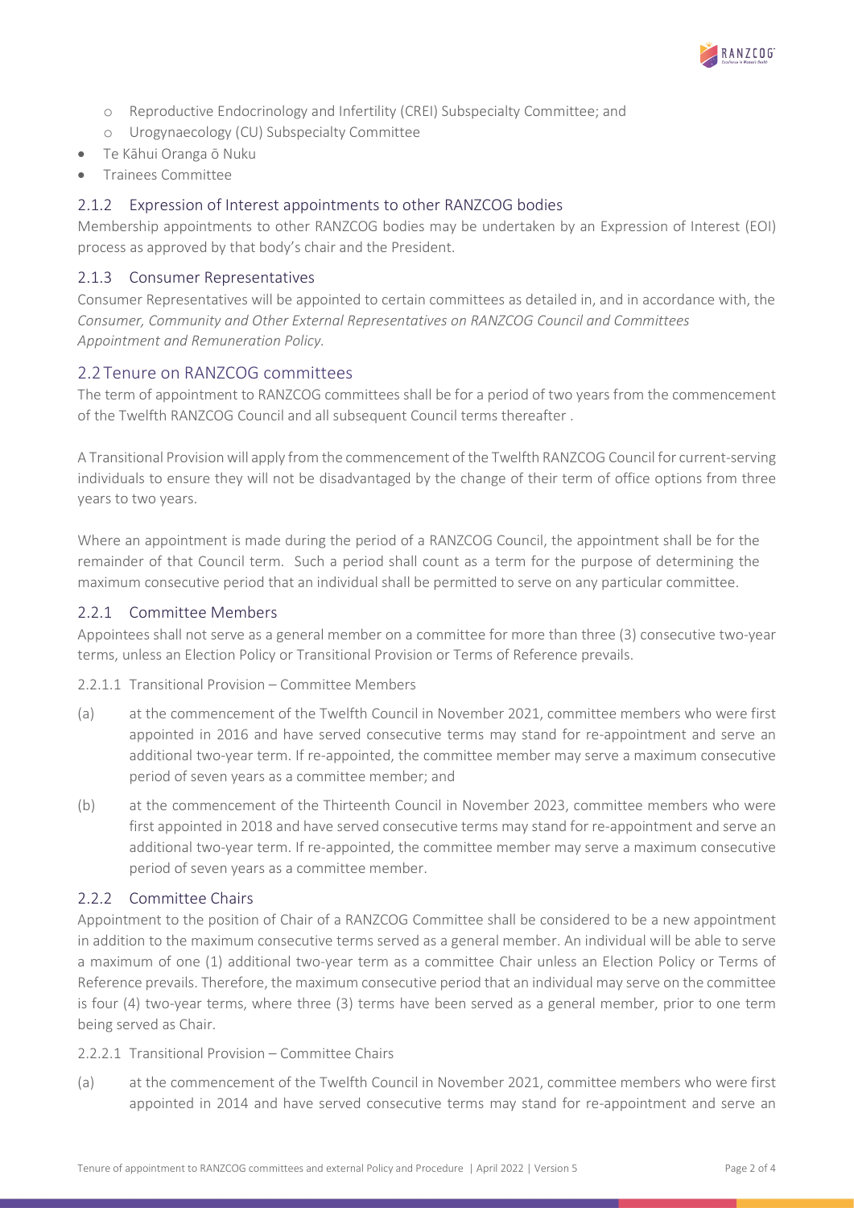- Reproductive Endocrinology and Infertility (CREI) Subspecialty Committee; and
  - Urogynaecology (CU) Subspecialty Committee
- Te Kāhui Oranga ō Nuku
- Trainees Committee

### 2.1.2 Expression of Interest appointments to other RANZCOG bodies

Membership appointments to other RANZCOG bodies may be undertaken by an Expression of Interest (EOI) process as approved by that body's chair and the President.

### 2.1.3 Consumer Representatives

Consumer Representatives will be appointed to certain committees as detailed in, and in accordance with, the *Consumer, Community and Other External Representatives on RANZCOG Council and Committees Appointment and Remuneration Policy.*

## 2.2 Tenure on RANZCOG committees

The term of appointment to RANZCOG committees shall be for a period of two years from the commencement of the Twelfth RANZCOG Council and all subsequent Council terms thereafter .

A Transitional Provision will apply from the commencement of the Twelfth RANZCOG Council for current-serving individuals to ensure they will not be disadvantaged by the change of their term of office options from three years to two years.

Where an appointment is made during the period of a RANZCOG Council, the appointment shall be for the remainder of that Council term. Such a period shall count as a term for the purpose of determining the maximum consecutive period that an individual shall be permitted to serve on any particular committee.

### 2.2.1 Committee Members

Appointees shall not serve as a general member on a committee for more than three (3) consecutive two-year terms, unless an Election Policy or Transitional Provision or Terms of Reference prevails.

2.2.1.1 Transitional Provision – Committee Members

(a) at the commencement of the Twelfth Council in November 2021, committee members who were first appointed in 2016 and have served consecutive terms may stand for re-appointment and serve an additional two-year term. If re-appointed, the committee member may serve a maximum consecutive period of seven years as a committee member; and

(b) at the commencement of the Thirteenth Council in November 2023, committee members who were first appointed in 2018 and have served consecutive terms may stand for re-appointment and serve an additional two-year term. If re-appointed, the committee member may serve a maximum consecutive period of seven years as a committee member.

### 2.2.2 Committee Chairs

Appointment to the position of Chair of a RANZCOG Committee shall be considered to be a new appointment in addition to the maximum consecutive terms served as a general member. An individual will be able to serve a maximum of one (1) additional two-year term as a committee Chair unless an Election Policy or Terms of Reference prevails. Therefore, the maximum consecutive period that an individual may serve on the committee is four (4) two-year terms, where three (3) terms have been served as a general member, prior to one term being served as Chair.

2.2.2.1 Transitional Provision – Committee Chairs

(a) at the commencement of the Twelfth Council in November 2021, committee members who were first appointed in 2014 and have served consecutive terms may stand for re-appointment and serve an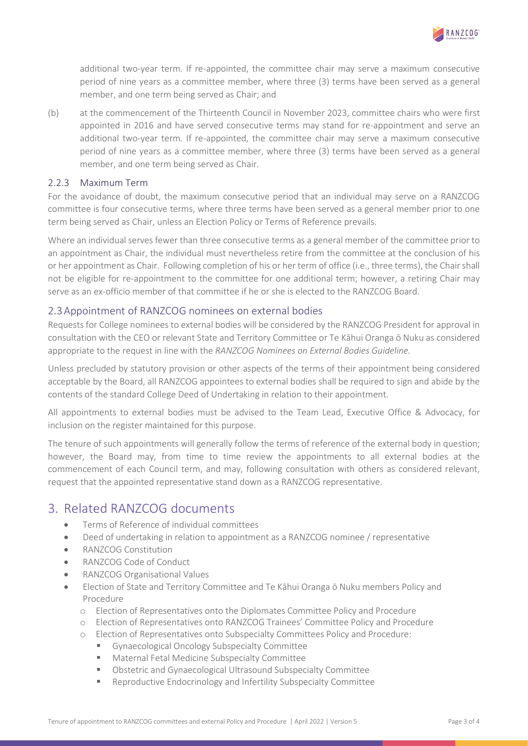additional two-year term. If re-appointed, the committee chair may serve a maximum consecutive period of nine years as a committee member, where three (3) terms have been served as a general member, and one term being served as Chair; and

(b) at the commencement of the Thirteenth Council in November 2023, committee chairs who were first appointed in 2016 and have served consecutive terms may stand for re-appointment and serve an additional two-year term. If re-appointed, the committee chair may serve a maximum consecutive period of nine years as a committee member, where three (3) terms have been served as a general member, and one term being served as Chair.

### 2.2.3 Maximum Term

For the avoidance of doubt, the maximum consecutive period that an individual may serve on a RANZCOG committee is four consecutive terms, where three terms have been served as a general member prior to one term being served as Chair, unless an Election Policy or Terms of Reference prevails.

Where an individual serves fewer than three consecutive terms as a general member of the committee prior to an appointment as Chair, the individual must nevertheless retire from the committee at the conclusion of his or her appointment as Chair. Following completion of his or her term of office (i.e., three terms), the Chair shall not be eligible for re-appointment to the committee for one additional term; however, a retiring Chair may serve as an ex-officio member of that committee if he or she is elected to the RANZCOG Board.

## 2.3 Appointment of RANZCOG nominees on external bodies

Requests for College nominees to external bodies will be considered by the RANZCOG President for approval in consultation with the CEO or relevant State and Territory Committee or Te Kāhui Oranga ō Nuku as considered appropriate to the request in line with the *RANZCOG Nominees on External Bodies Guideline.*

Unless precluded by statutory provision or other aspects of the terms of their appointment being considered acceptable by the Board, all RANZCOG appointees to external bodies shall be required to sign and abide by the contents of the standard College Deed of Undertaking in relation to their appointment.

All appointments to external bodies must be advised to the Team Lead, Executive Office & Advocacy, for inclusion on the register maintained for this purpose.

The tenure of such appointments will generally follow the terms of reference of the external body in question; however, the Board may, from time to time review the appointments to all external bodies at the commencement of each Council term, and may, following consultation with others as considered relevant, request that the appointed representative stand down as a RANZCOG representative.

# 3. Related RANZCOG documents

- Terms of Reference of individual committees
- Deed of undertaking in relation to appointment as a RANZCOG nominee / representative
- RANZCOG Constitution
- RANZCOG Code of Conduct
- RANZCOG Organisational Values
- Election of State and Territory Committee and Te Kāhui Oranga ō Nuku members Policy and Procedure
  - Election of Representatives onto the Diplomates Committee Policy and Procedure
  - Election of Representatives onto RANZCOG Trainees' Committee Policy and Procedure
  - Election of Representatives onto Subspecialty Committees Policy and Procedure:
    - Gynaecological Oncology Subspecialty Committee
    - Maternal Fetal Medicine Subspecialty Committee
    - Obstetric and Gynaecological Ultrasound Subspecialty Committee
    - Reproductive Endocrinology and Infertility Subspecialty Committee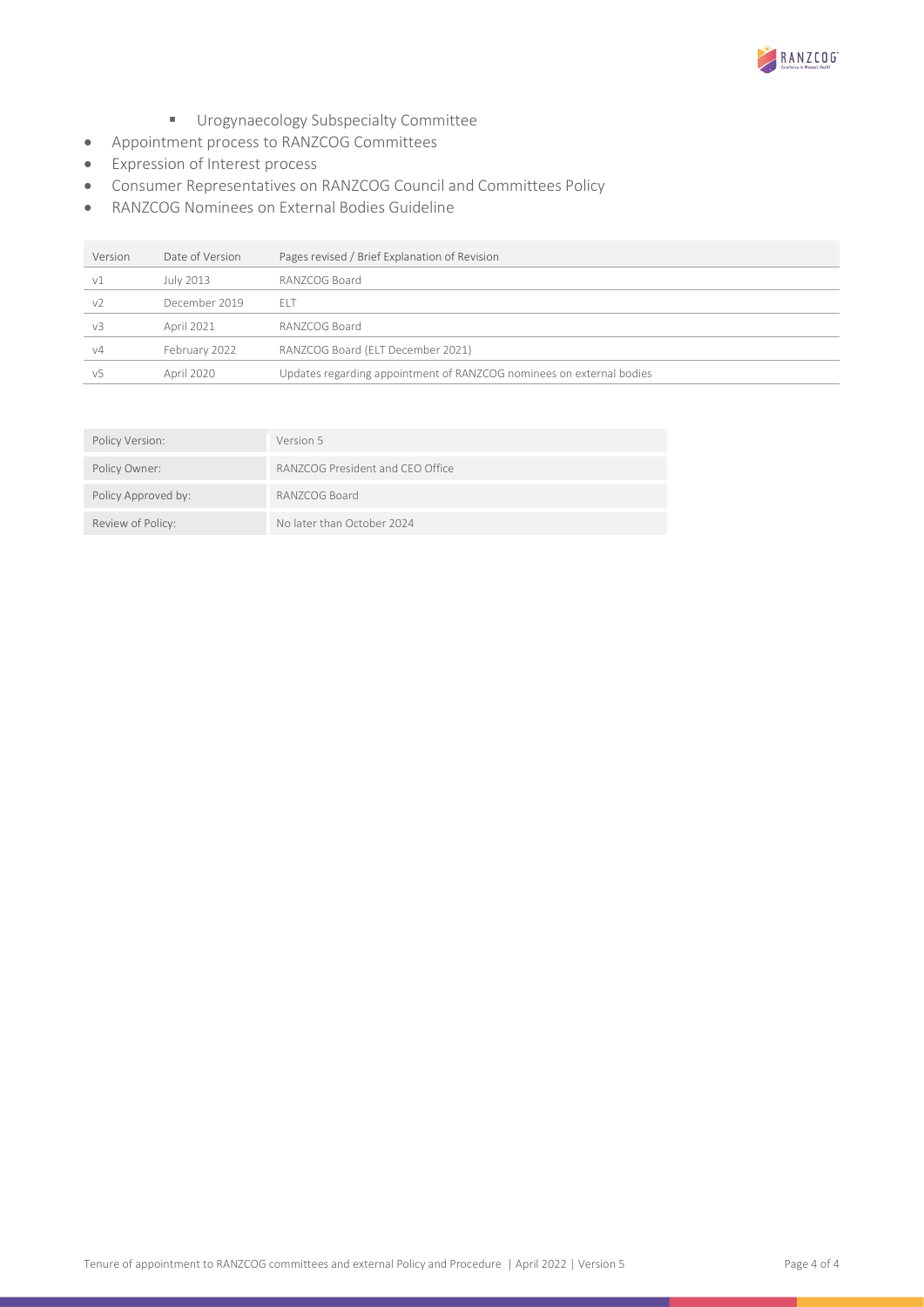- Urogynaecology Subspecialty Committee
- Appointment process to RANZCOG Committees
- Expression of Interest process
- Consumer Representatives on RANZCOG Council and Committees Policy
- RANZCOG Nominees on External Bodies Guideline

| Version | Date of Version | Pages revised / Brief Explanation of Revision |
|---|---|---|
| v1 | July 2013 | RANZCOG Board |
| v2 | December 2019 | ELT |
| v3 | April 2021 | RANZCOG Board |
| v4 | February 2022 | RANZCOG Board (ELT December 2021) |
| v5 | April 2020 | Updates regarding appointment of RANZCOG nominees on external bodies |

| | |
|---|---|
| Policy Version: | Version 5 |
| Policy Owner: | RANZCOG President and CEO Office |
| Policy Approved by: | RANZCOG Board |
| Review of Policy: | No later than October 2024 |